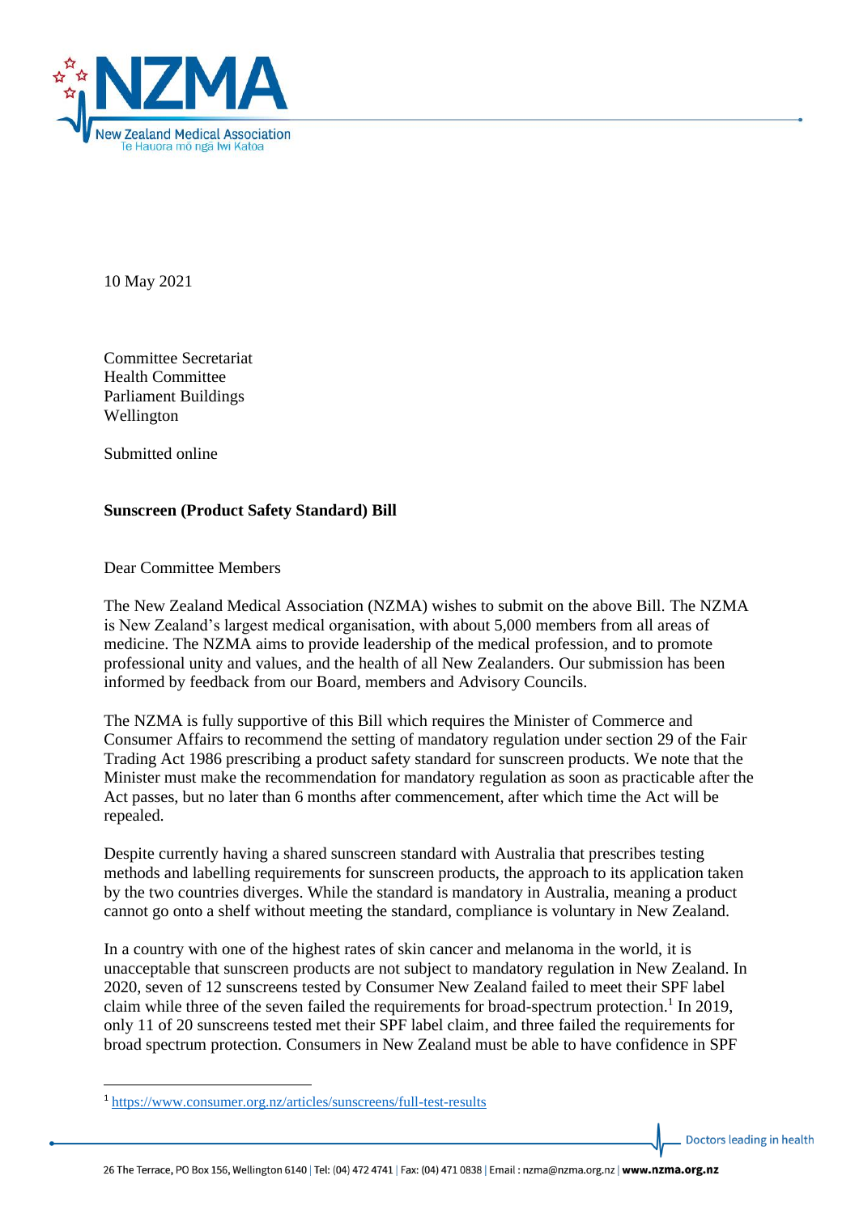10 May 2021

Committee Secretariat
Health Committee
Parliament Buildings
Wellington

Submitted online

**Sunscreen (Product Safety Standard) Bill**

Dear Committee Members

The New Zealand Medical Association (NZMA) wishes to submit on the above Bill. The NZMA is New Zealand's largest medical organisation, with about 5,000 members from all areas of medicine. The NZMA aims to provide leadership of the medical profession, and to promote professional unity and values, and the health of all New Zealanders. Our submission has been informed by feedback from our Board, members and Advisory Councils.

The NZMA is fully supportive of this Bill which requires the Minister of Commerce and Consumer Affairs to recommend the setting of mandatory regulation under section 29 of the Fair Trading Act 1986 prescribing a product safety standard for sunscreen products. We note that the Minister must make the recommendation for mandatory regulation as soon as practicable after the Act passes, but no later than 6 months after commencement, after which time the Act will be repealed.

Despite currently having a shared sunscreen standard with Australia that prescribes testing methods and labelling requirements for sunscreen products, the approach to its application taken by the two countries diverges. While the standard is mandatory in Australia, meaning a product cannot go onto a shelf without meeting the standard, compliance is voluntary in New Zealand.

In a country with one of the highest rates of skin cancer and melanoma in the world, it is unacceptable that sunscreen products are not subject to mandatory regulation in New Zealand. In 2020, seven of 12 sunscreens tested by Consumer New Zealand failed to meet their SPF label claim while three of the seven failed the requirements for broad-spectrum protection.[1] In 2019, only 11 of 20 sunscreens tested met their SPF label claim, and three failed the requirements for broad spectrum protection. Consumers in New Zealand must be able to have confidence in SPF

[1] https://www.consumer.org.nz/articles/sunscreens/full-test-results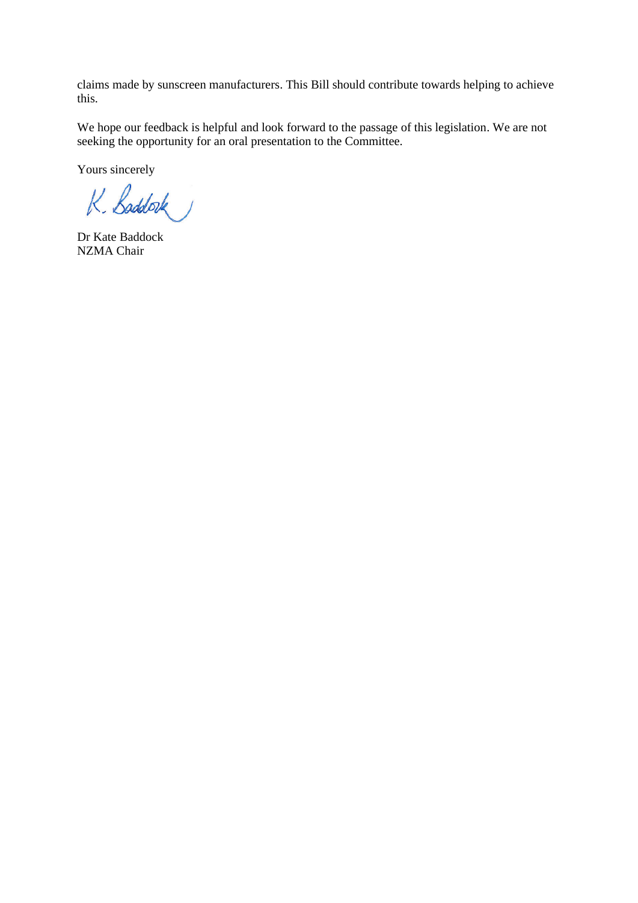claims made by sunscreen manufacturers. This Bill should contribute towards helping to achieve this.

We hope our feedback is helpful and look forward to the passage of this legislation. We are not seeking the opportunity for an oral presentation to the Committee.

Yours sincerely

K. Baddock

Dr Kate Baddock
NZMA Chair